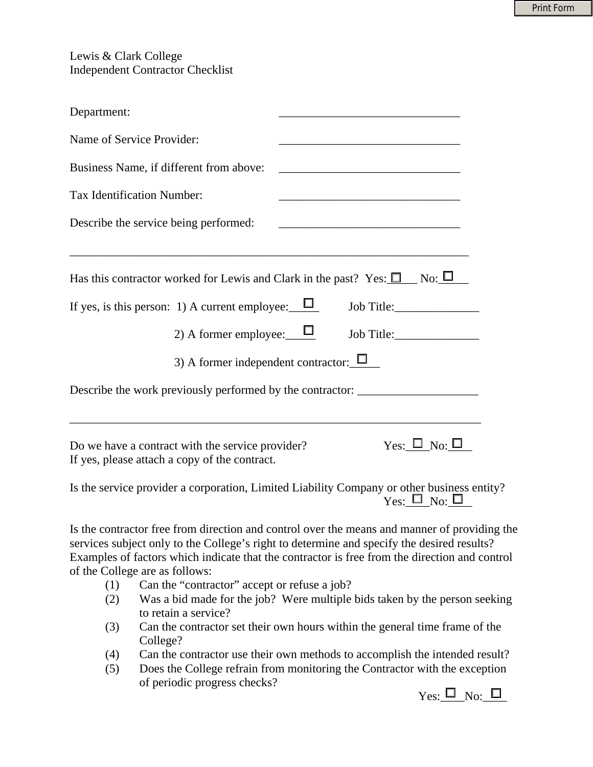Lewis & Clark College
Independent Contractor Checklist

Department: ______________________________

Name of Service Provider: ______________________________

Business Name, if different from above: ______________________________

Tax Identification Number: ______________________________

Describe the service being performed: ______________________________

__________________________________________________________________

Has this contractor worked for Lewis and Clark in the past? Yes: ☐ No: ☐

If yes, is this person: 1) A current employee: ☐ Job Title: ______________

2) A former employee: ☐ Job Title: ______________

3) A former independent contractor: ☐

Describe the work previously performed by the contractor: ____________________

__________________________________________________________________

Do we have a contract with the service provider? Yes: ☐ No: ☐
If yes, please attach a copy of the contract.

Is the service provider a corporation, Limited Liability Company or other business entity?
Yes: ☐ No: ☐

Is the contractor free from direction and control over the means and manner of providing the services subject only to the College's right to determine and specify the desired results? Examples of factors which indicate that the contractor is free from the direction and control of the College are as follows:

(1) Can the "contractor" accept or refuse a job?
(2) Was a bid made for the job? Were multiple bids taken by the person seeking to retain a service?
(3) Can the contractor set their own hours within the general time frame of the College?
(4) Can the contractor use their own methods to accomplish the intended result?
(5) Does the College refrain from monitoring the Contractor with the exception of periodic progress checks?

Yes: ☐ No: ☐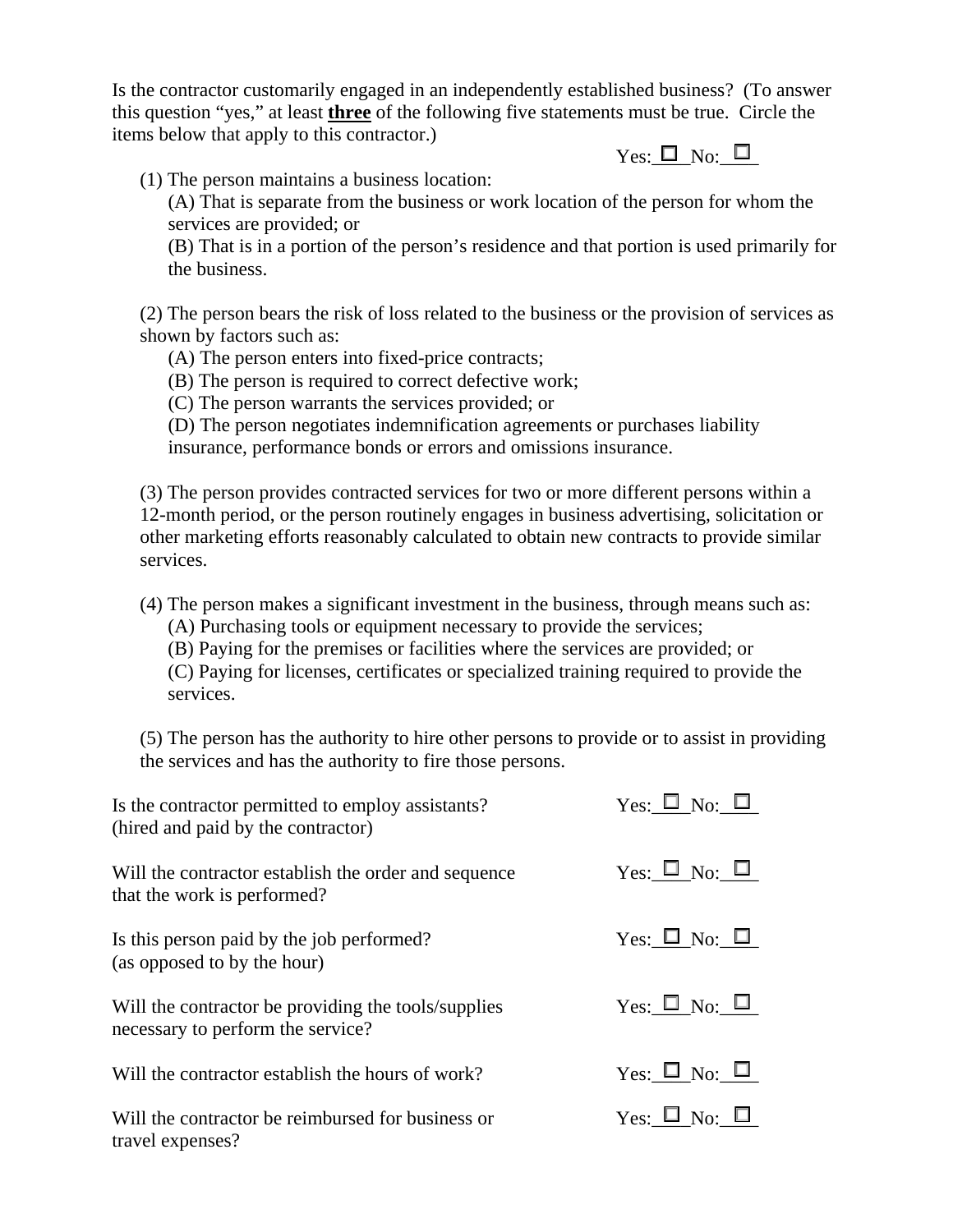Is the contractor customarily engaged in an independently established business? (To answer this question "yes," at least **three** of the following five statements must be true. Circle the items below that apply to this contractor.)

Yes: ☐ No: ☐

(1) The person maintains a business location:
   (A) That is separate from the business or work location of the person for whom the services are provided; or
   (B) That is in a portion of the person's residence and that portion is used primarily for the business.

(2) The person bears the risk of loss related to the business or the provision of services as shown by factors such as:
   (A) The person enters into fixed-price contracts;
   (B) The person is required to correct defective work;
   (C) The person warrants the services provided; or
   (D) The person negotiates indemnification agreements or purchases liability insurance, performance bonds or errors and omissions insurance.

(3) The person provides contracted services for two or more different persons within a 12-month period, or the person routinely engages in business advertising, solicitation or other marketing efforts reasonably calculated to obtain new contracts to provide similar services.

(4) The person makes a significant investment in the business, through means such as:
   (A) Purchasing tools or equipment necessary to provide the services;
   (B) Paying for the premises or facilities where the services are provided; or
   (C) Paying for licenses, certificates or specialized training required to provide the services.

(5) The person has the authority to hire other persons to provide or to assist in providing the services and has the authority to fire those persons.

Is the contractor permitted to employ assistants? (hired and paid by the contractor) — Yes: ☐ No: ☐

Will the contractor establish the order and sequence that the work is performed? — Yes: ☐ No: ☐

Is this person paid by the job performed? (as opposed to by the hour) — Yes: ☐ No: ☐

Will the contractor be providing the tools/supplies necessary to perform the service? — Yes: ☐ No: ☐

Will the contractor establish the hours of work? — Yes: ☐ No: ☐

Will the contractor be reimbursed for business or travel expenses? — Yes: ☐ No: ☐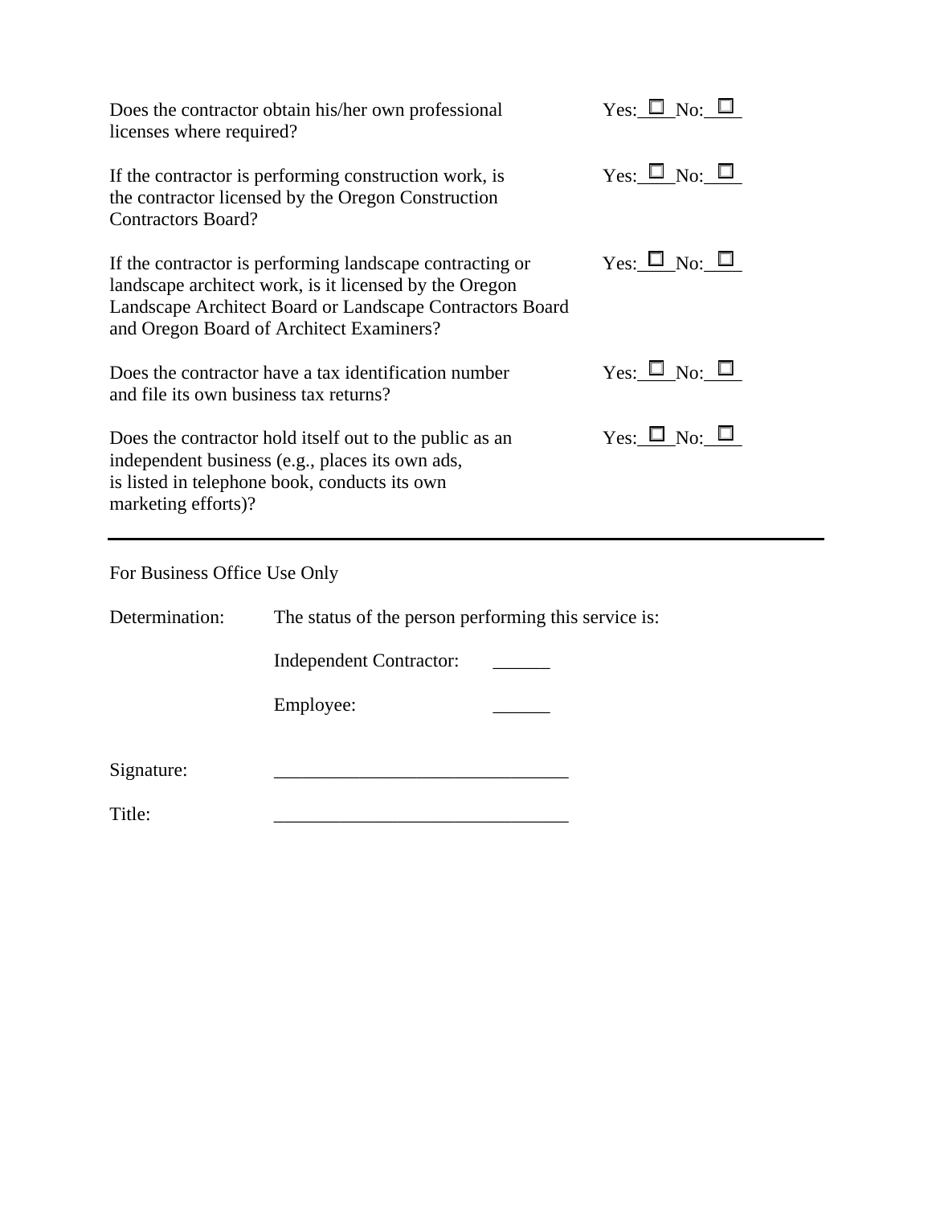Does the contractor obtain his/her own professional licenses where required? Yes: ☐ No: ☐

If the contractor is performing construction work, is the contractor licensed by the Oregon Construction Contractors Board? Yes: ☐ No: ☐

If the contractor is performing landscape contracting or landscape architect work, is it licensed by the Oregon Landscape Architect Board or Landscape Contractors Board and Oregon Board of Architect Examiners? Yes: ☐ No: ☐

Does the contractor have a tax identification number and file its own business tax returns? Yes: ☐ No: ☐

Does the contractor hold itself out to the public as an independent business (e.g., places its own ads, is listed in telephone book, conducts its own marketing efforts)? Yes: ☐ No: ☐

---

For Business Office Use Only

Determination: The status of the person performing this service is:

Independent Contractor: ______

Employee: ______

Signature: _______________________________

Title: _______________________________